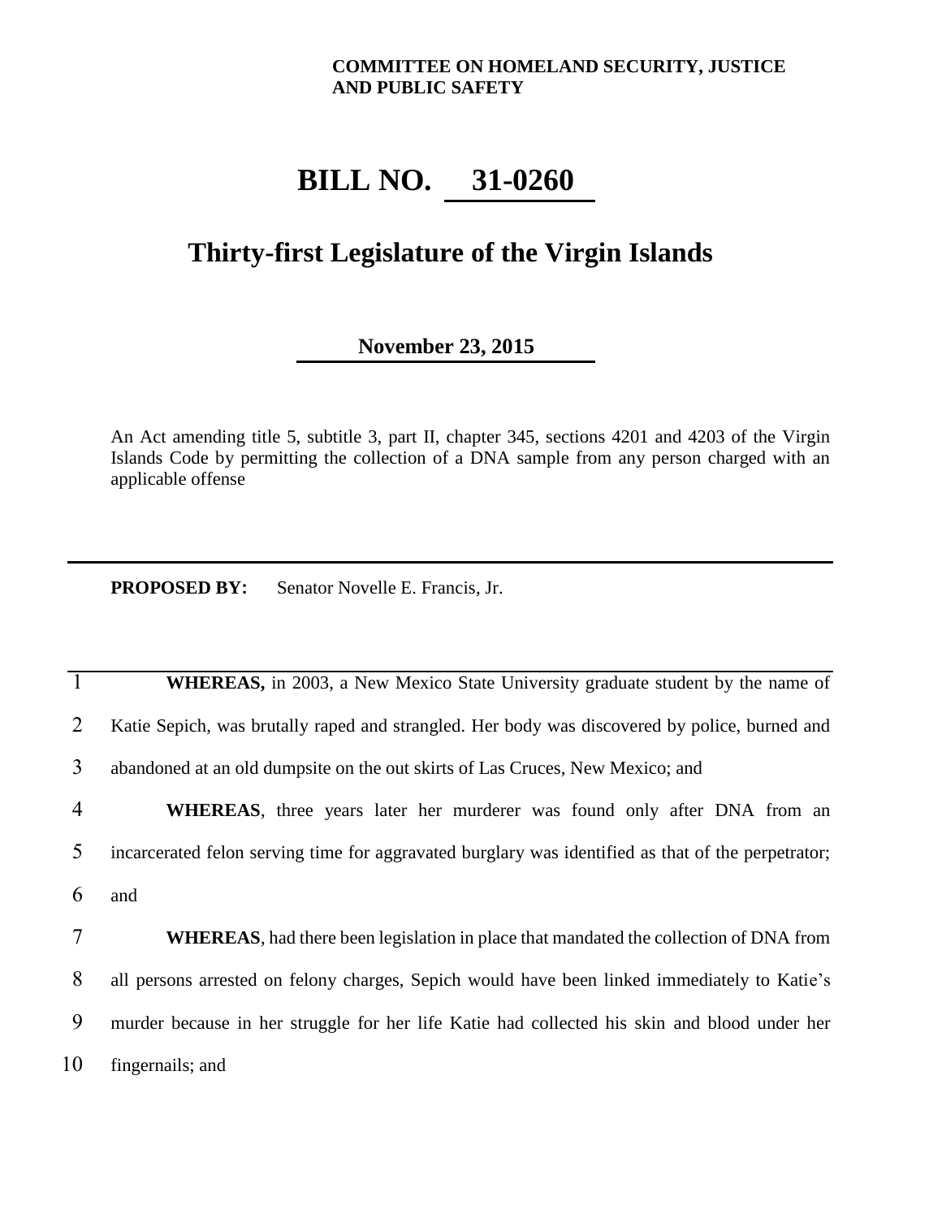**COMMITTEE ON HOMELAND SECURITY, JUSTICE AND PUBLIC SAFETY**

# BILL NO. 31-0260

## Thirty-first Legislature of the Virgin Islands

**November 23, 2015**

An Act amending title 5, subtitle 3, part II, chapter 345, sections 4201 and 4203 of the Virgin Islands Code by permitting the collection of a DNA sample from any person charged with an applicable offense

---

**PROPOSED BY:** Senator Novelle E. Francis, Jr.

1 **WHEREAS,** in 2003, a New Mexico State University graduate student by the name of
2 Katie Sepich, was brutally raped and strangled. Her body was discovered by police, burned and
3 abandoned at an old dumpsite on the out skirts of Las Cruces, New Mexico; and
4 **WHEREAS**, three years later her murderer was found only after DNA from an
5 incarcerated felon serving time for aggravated burglary was identified as that of the perpetrator;
6 and
7 **WHEREAS**, had there been legislation in place that mandated the collection of DNA from
8 all persons arrested on felony charges, Sepich would have been linked immediately to Katie's
9 murder because in her struggle for her life Katie had collected his skin and blood under her
10 fingernails; and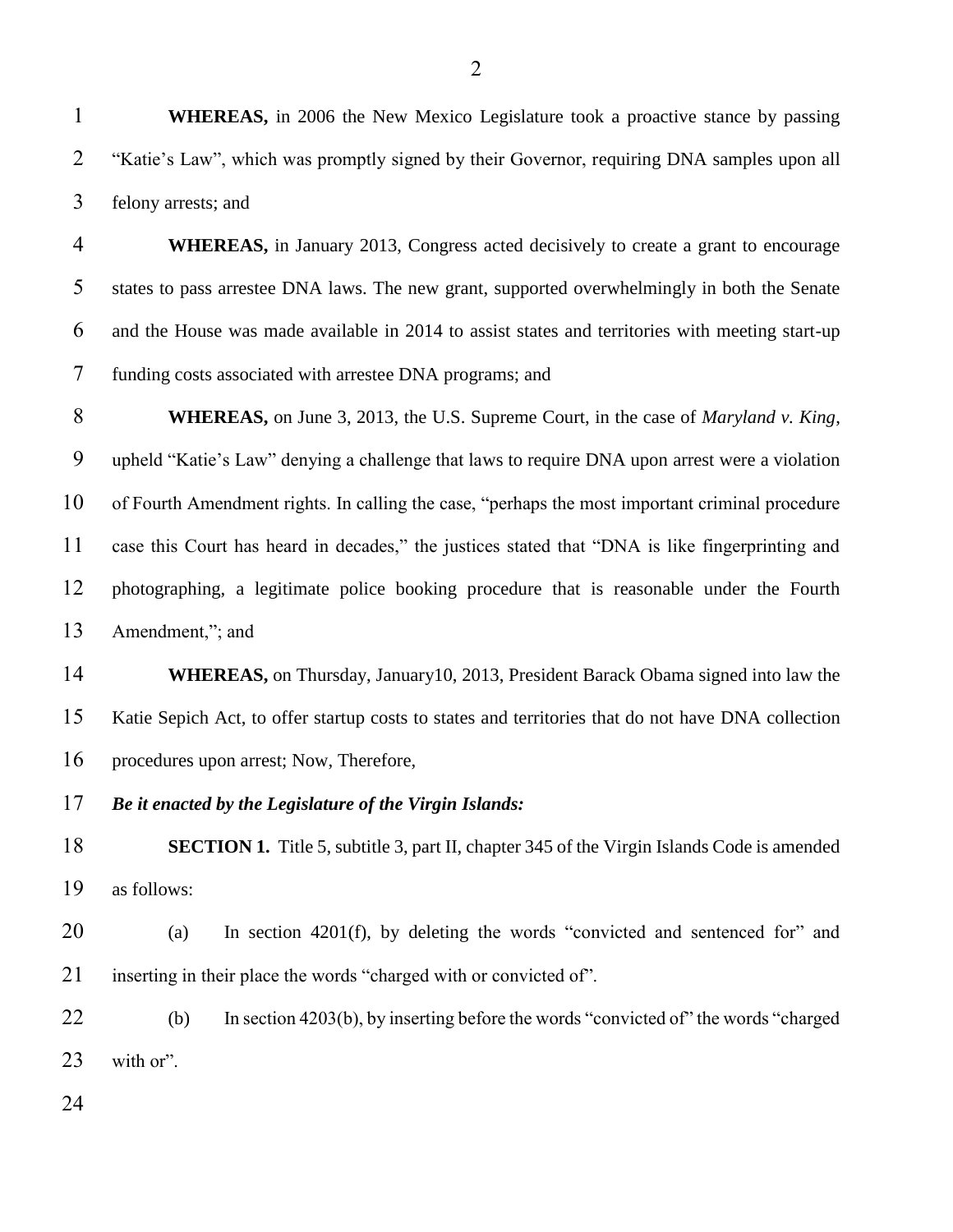**WHEREAS,** in 2006 the New Mexico Legislature took a proactive stance by passing "Katie's Law", which was promptly signed by their Governor, requiring DNA samples upon all felony arrests; and

**WHEREAS,** in January 2013, Congress acted decisively to create a grant to encourage states to pass arrestee DNA laws. The new grant, supported overwhelmingly in both the Senate and the House was made available in 2014 to assist states and territories with meeting start-up funding costs associated with arrestee DNA programs; and

**WHEREAS,** on June 3, 2013, the U.S. Supreme Court, in the case of *Maryland v. King*, upheld "Katie's Law" denying a challenge that laws to require DNA upon arrest were a violation of Fourth Amendment rights. In calling the case, "perhaps the most important criminal procedure case this Court has heard in decades," the justices stated that "DNA is like fingerprinting and photographing, a legitimate police booking procedure that is reasonable under the Fourth Amendment,"; and

**WHEREAS,** on Thursday, January10, 2013, President Barack Obama signed into law the Katie Sepich Act, to offer startup costs to states and territories that do not have DNA collection procedures upon arrest; Now, Therefore,

***Be it enacted by the Legislature of the Virgin Islands:***

**SECTION 1.** Title 5, subtitle 3, part II, chapter 345 of the Virgin Islands Code is amended as follows:

(a) In section 4201(f), by deleting the words "convicted and sentenced for" and inserting in their place the words "charged with or convicted of".

(b) In section 4203(b), by inserting before the words "convicted of" the words "charged with or".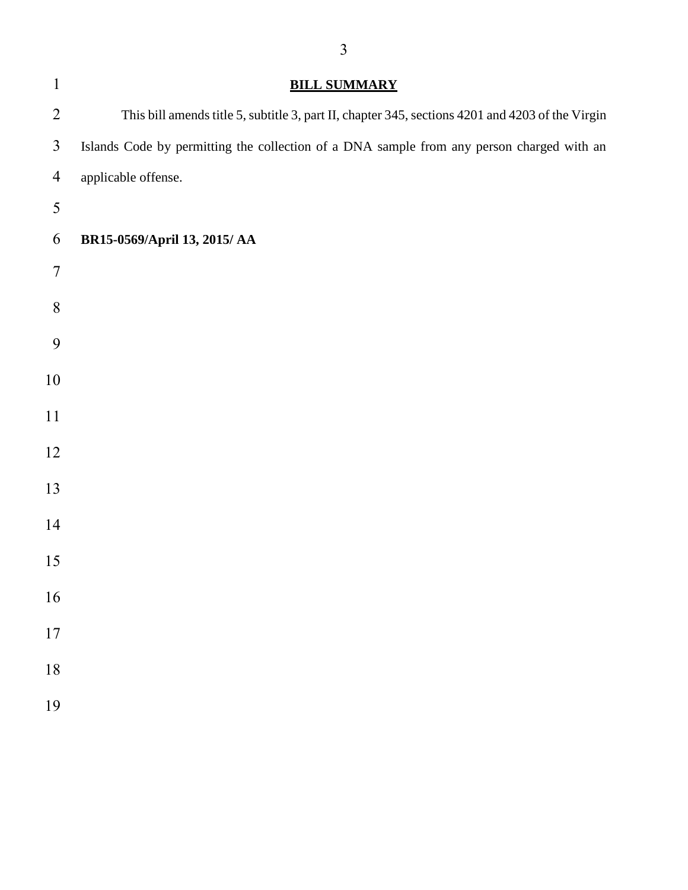**BILL SUMMARY**

This bill amends title 5, subtitle 3, part II, chapter 345, sections 4201 and 4203 of the Virgin Islands Code by permitting the collection of a DNA sample from any person charged with an applicable offense.

**BR15-0569/April 13, 2015/ AA**